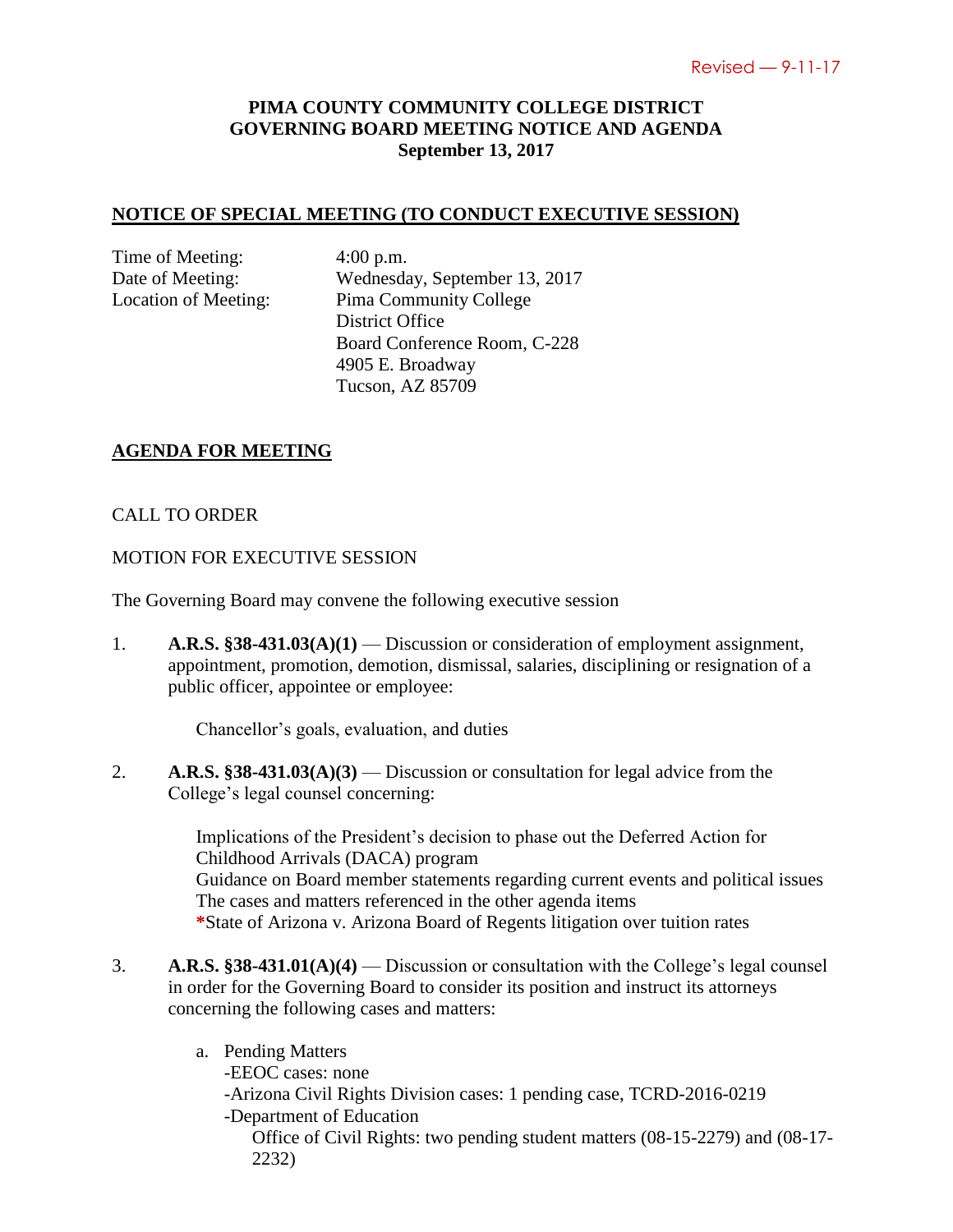Revised — 9-11-17

**PIMA COUNTY COMMUNITY COLLEGE DISTRICT**
**GOVERNING BOARD MEETING NOTICE AND AGENDA**
**September 13, 2017**

## NOTICE OF SPECIAL MEETING (TO CONDUCT EXECUTIVE SESSION)

Time of Meeting: 4:00 p.m.
Date of Meeting: Wednesday, September 13, 2017
Location of Meeting: Pima Community College
District Office
Board Conference Room, C-228
4905 E. Broadway
Tucson, AZ 85709

## AGENDA FOR MEETING

CALL TO ORDER

MOTION FOR EXECUTIVE SESSION

The Governing Board may convene the following executive session

1. **A.R.S. §38-431.03(A)(1)** — Discussion or consideration of employment assignment, appointment, promotion, demotion, dismissal, salaries, disciplining or resignation of a public officer, appointee or employee:

   Chancellor's goals, evaluation, and duties

2. **A.R.S. §38-431.03(A)(3)** — Discussion or consultation for legal advice from the College's legal counsel concerning:

   Implications of the President's decision to phase out the Deferred Action for Childhood Arrivals (DACA) program
   Guidance on Board member statements regarding current events and political issues
   The cases and matters referenced in the other agenda items
   *State of Arizona v. Arizona Board of Regents litigation over tuition rates

3. **A.R.S. §38-431.01(A)(4)** — Discussion or consultation with the College's legal counsel in order for the Governing Board to consider its position and instruct its attorneys concerning the following cases and matters:

   a. Pending Matters
      -EEOC cases: none
      -Arizona Civil Rights Division cases: 1 pending case, TCRD-2016-0219
      -Department of Education
         Office of Civil Rights: two pending student matters (08-15-2279) and (08-17-2232)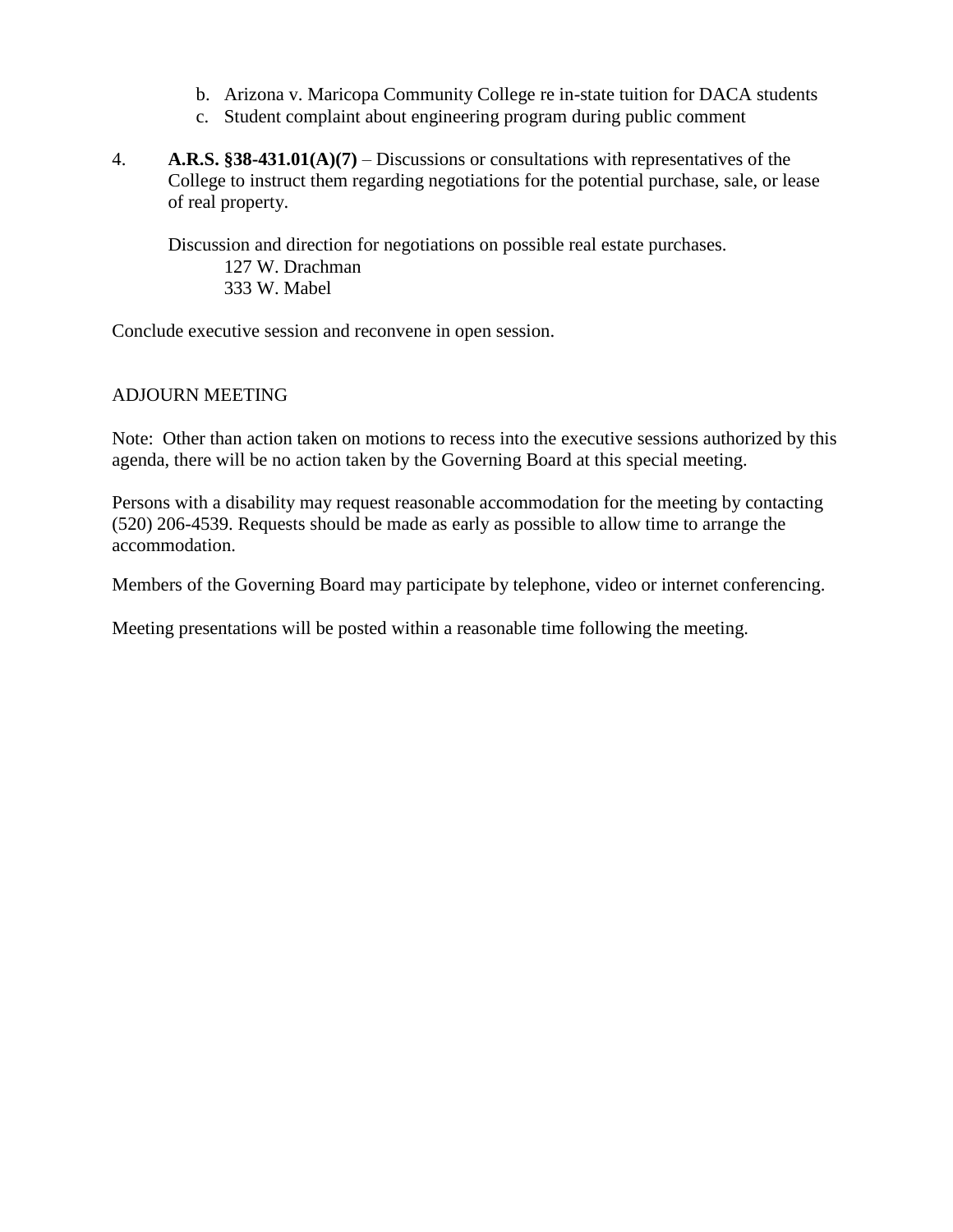b. Arizona v. Maricopa Community College re in-state tuition for DACA students
   c. Student complaint about engineering program during public comment

4. **A.R.S. §38-431.01(A)(7)** – Discussions or consultations with representatives of the College to instruct them regarding negotiations for the potential purchase, sale, or lease of real property.

   Discussion and direction for negotiations on possible real estate purchases.
   - 127 W. Drachman
   - 333 W. Mabel

Conclude executive session and reconvene in open session.

ADJOURN MEETING

Note: Other than action taken on motions to recess into the executive sessions authorized by this agenda, there will be no action taken by the Governing Board at this special meeting.

Persons with a disability may request reasonable accommodation for the meeting by contacting (520) 206-4539. Requests should be made as early as possible to allow time to arrange the accommodation.

Members of the Governing Board may participate by telephone, video or internet conferencing.

Meeting presentations will be posted within a reasonable time following the meeting.